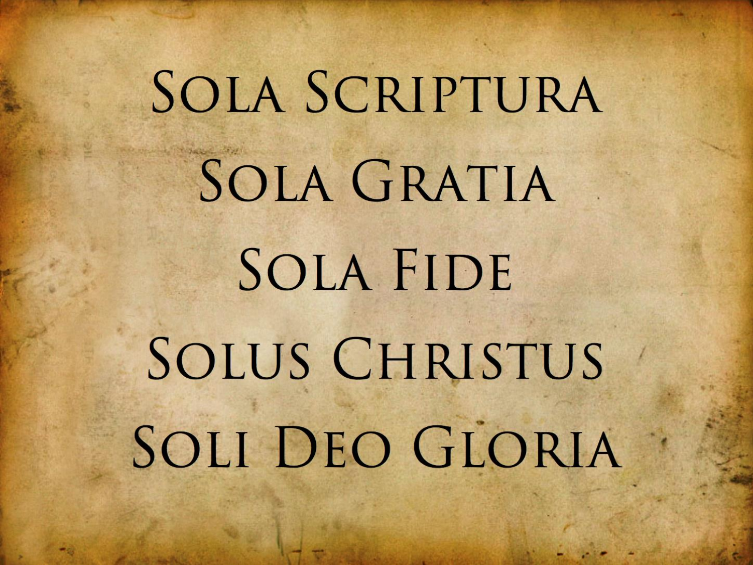Sola Scriptura

Sola Gratia

Sola Fide

Solus Christus

Soli Deo Gloria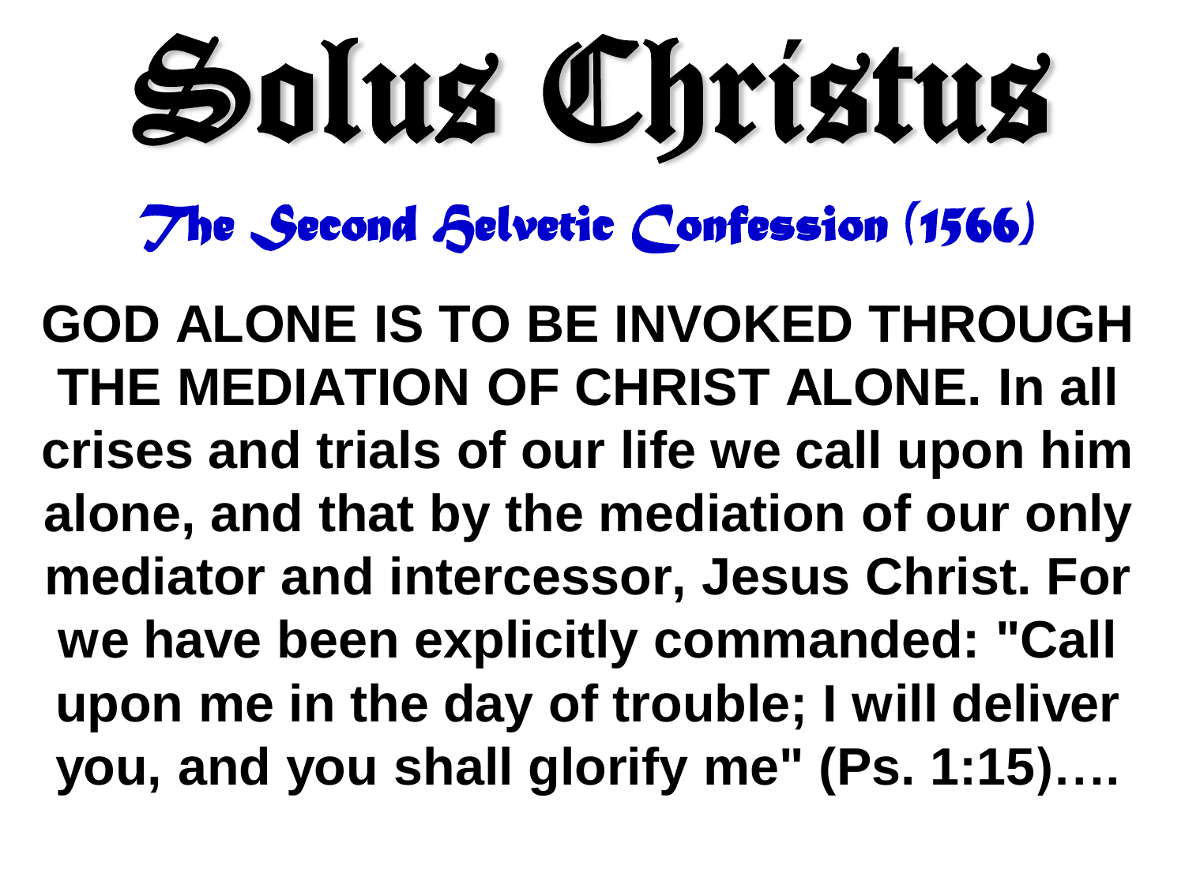# Solus Christus

## *The Second Helvetic Confession (1566)*

**GOD ALONE IS TO BE INVOKED THROUGH THE MEDIATION OF CHRIST ALONE. In all crises and trials of our life we call upon him alone, and that by the mediation of our only mediator and intercessor, Jesus Christ. For we have been explicitly commanded: "Call upon me in the day of trouble; I will deliver you, and you shall glorify me" (Ps. 1:15)….**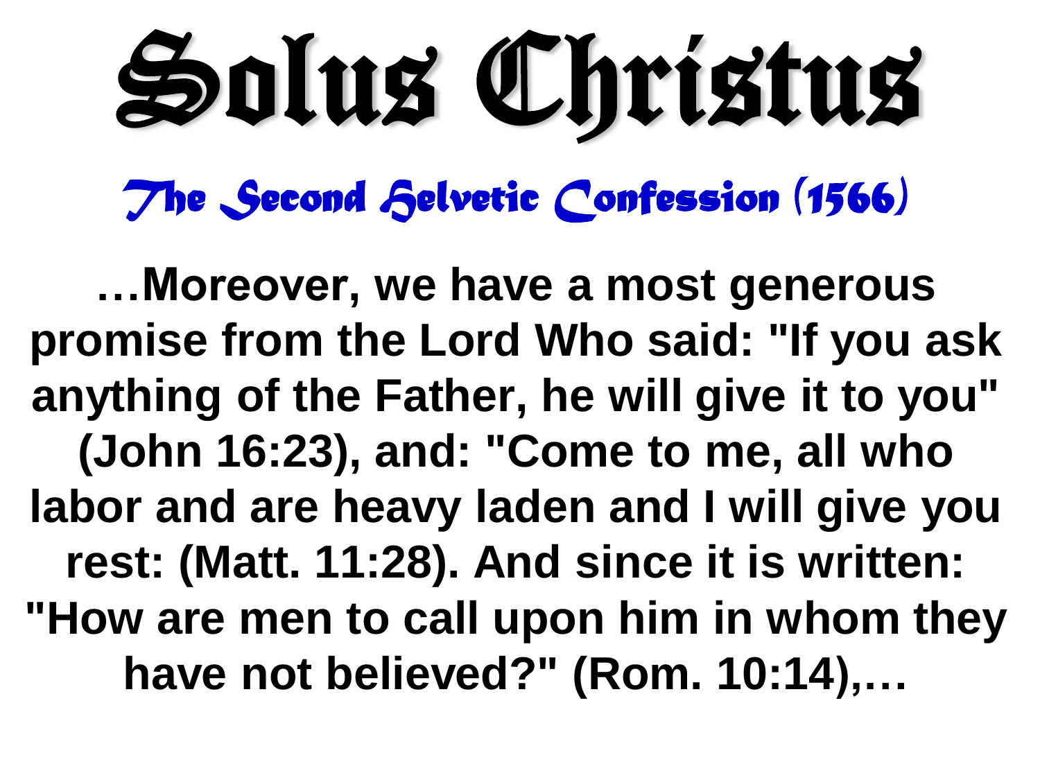# Solus Christus

## *The Second Helvetic Confession (1566)*

**…Moreover, we have a most generous promise from the Lord Who said: "If you ask anything of the Father, he will give it to you" (John 16:23), and: "Come to me, all who labor and are heavy laden and I will give you rest: (Matt. 11:28). And since it is written: "How are men to call upon him in whom they have not believed?" (Rom. 10:14),…**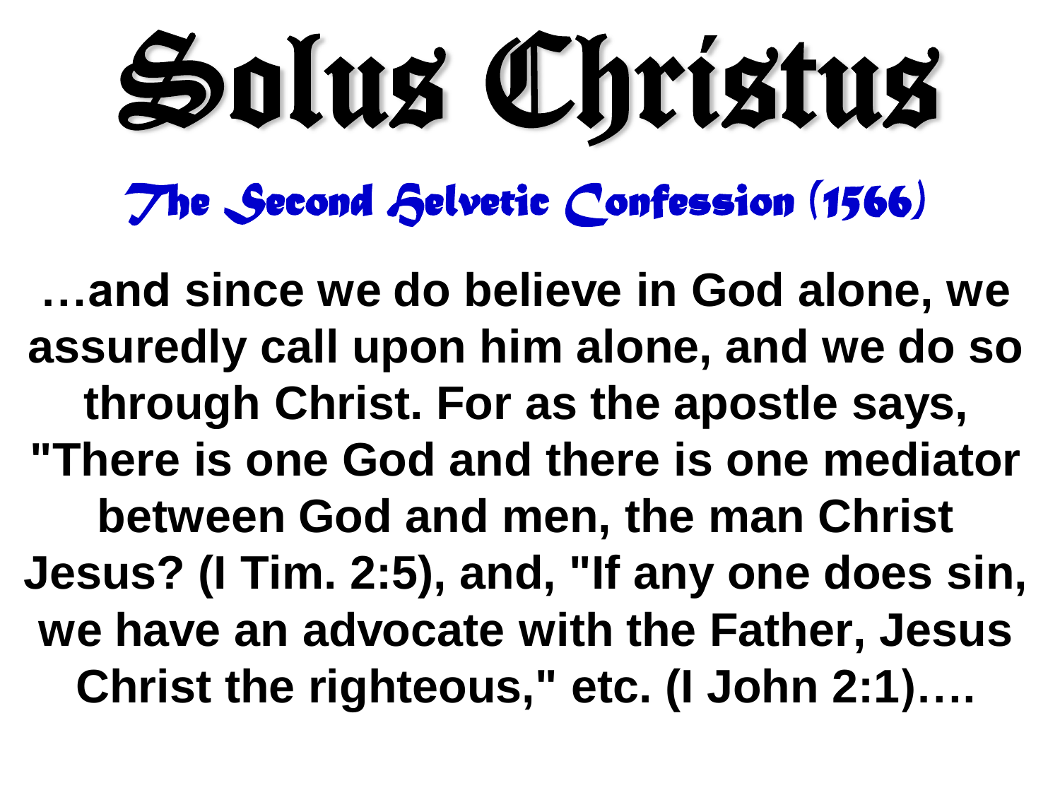# Solus Christus

## *The Second Helvetic Confession (1566)*

**…and since we do believe in God alone, we assuredly call upon him alone, and we do so through Christ. For as the apostle says, "There is one God and there is one mediator between God and men, the man Christ Jesus? (I Tim. 2:5), and, "If any one does sin, we have an advocate with the Father, Jesus Christ the righteous," etc. (I John 2:1)….**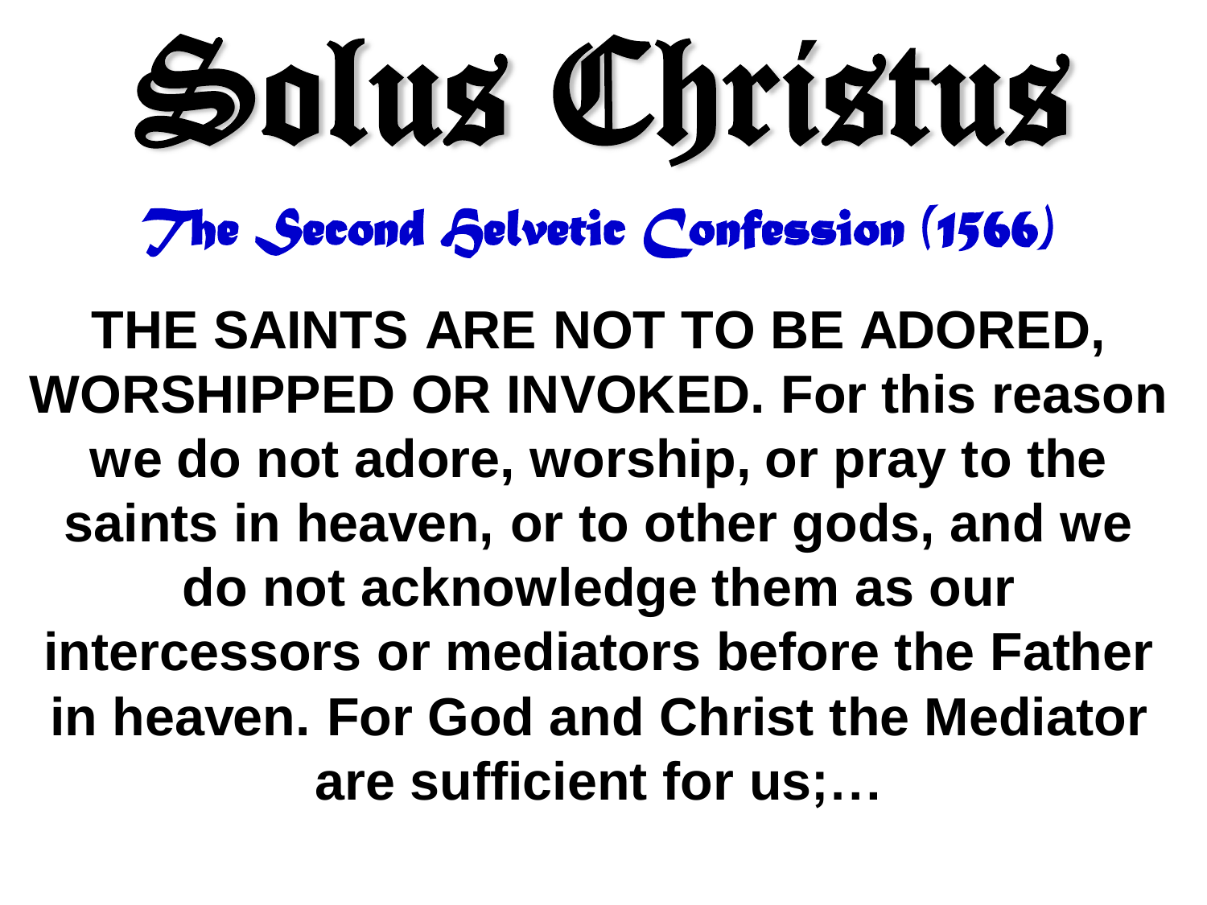# Solus Christus

## *The Second Helvetic Confession (1566)*

**THE SAINTS ARE NOT TO BE ADORED, WORSHIPPED OR INVOKED. For this reason we do not adore, worship, or pray to the saints in heaven, or to other gods, and we do not acknowledge them as our intercessors or mediators before the Father in heaven. For God and Christ the Mediator are sufficient for us;…**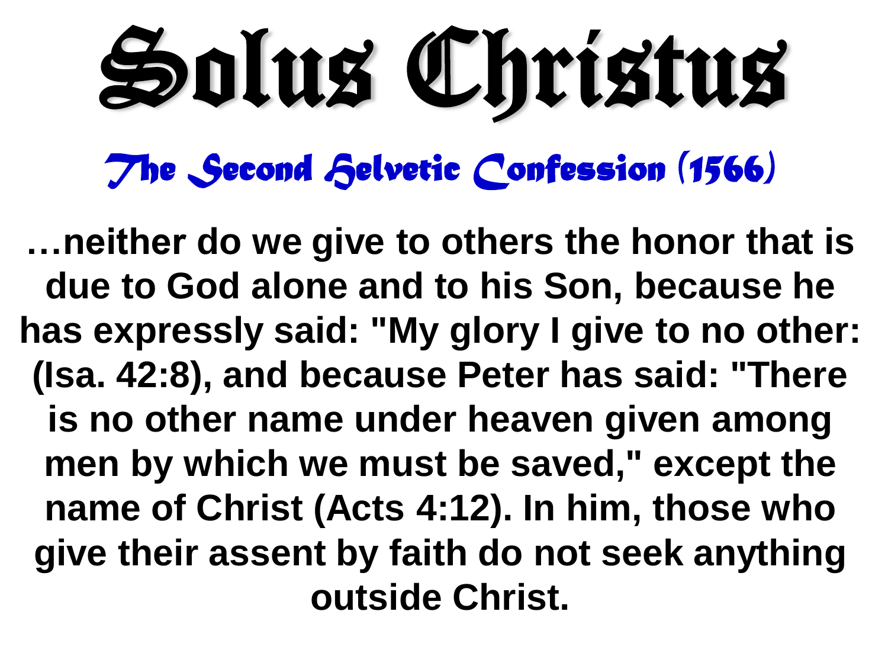# Solus Christus

## *The Second Helvetic Confession (1566)*

**…neither do we give to others the honor that is due to God alone and to his Son, because he has expressly said: "My glory I give to no other: (Isa. 42:8), and because Peter has said: "There is no other name under heaven given among men by which we must be saved," except the name of Christ (Acts 4:12). In him, those who give their assent by faith do not seek anything outside Christ.**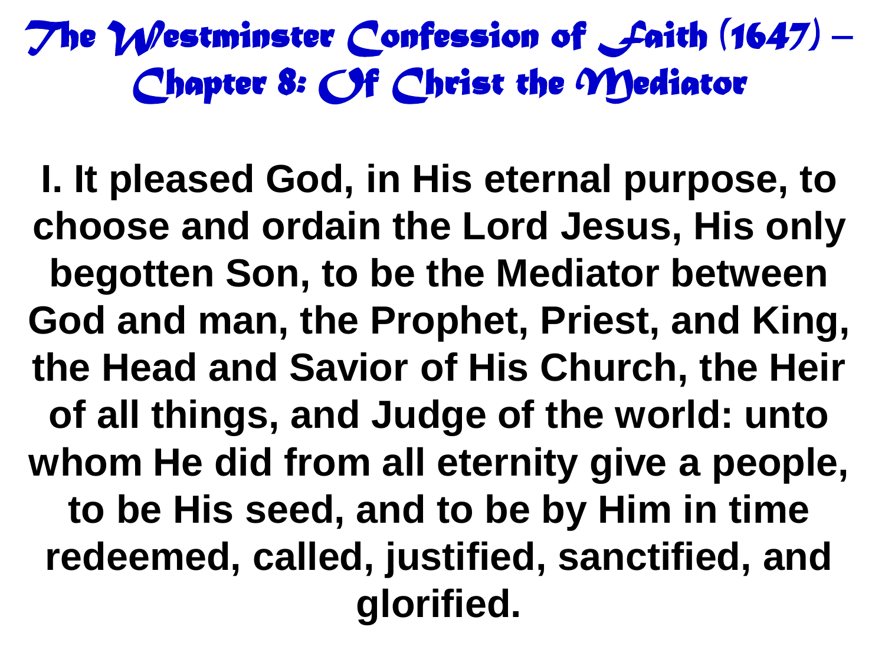# The Westminster Confession of Faith (1647) – Chapter 8: Of Christ the Mediator

**I. It pleased God, in His eternal purpose, to choose and ordain the Lord Jesus, His only begotten Son, to be the Mediator between God and man, the Prophet, Priest, and King, the Head and Savior of His Church, the Heir of all things, and Judge of the world: unto whom He did from all eternity give a people, to be His seed, and to be by Him in time redeemed, called, justified, sanctified, and glorified.**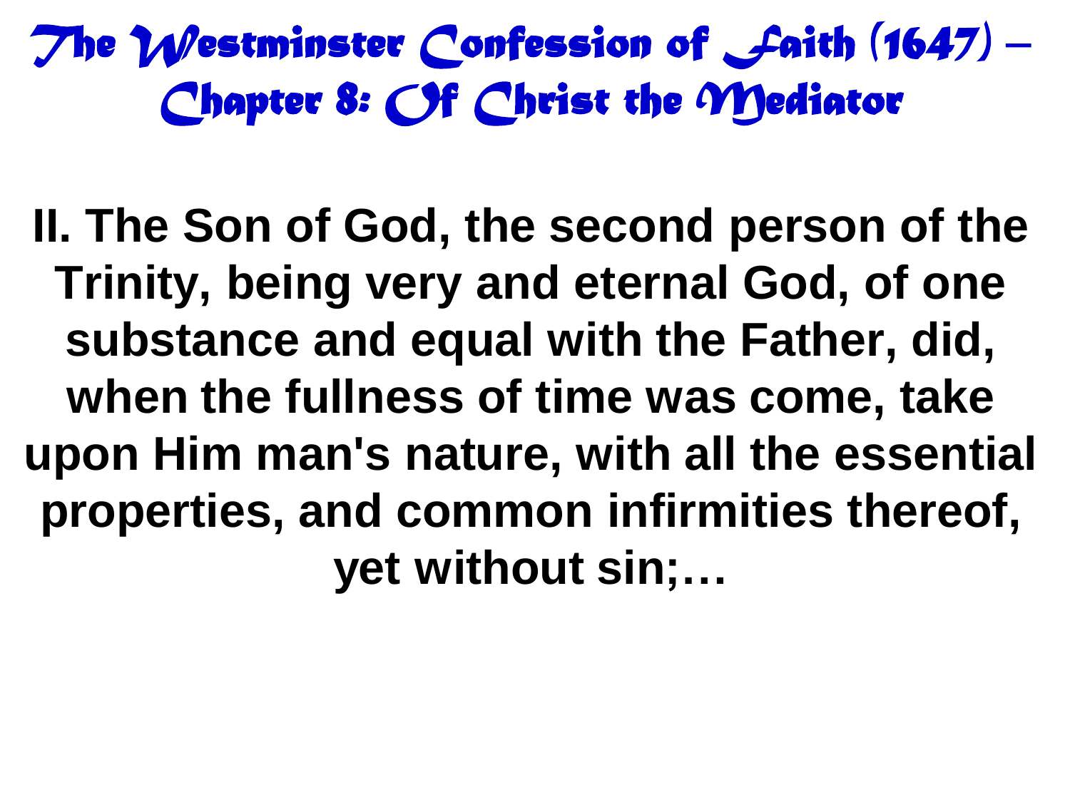# The Westminster Confession of Faith (1647) – Chapter 8: Of Christ the Mediator

**II. The Son of God, the second person of the Trinity, being very and eternal God, of one substance and equal with the Father, did, when the fullness of time was come, take upon Him man's nature, with all the essential properties, and common infirmities thereof, yet without sin;…**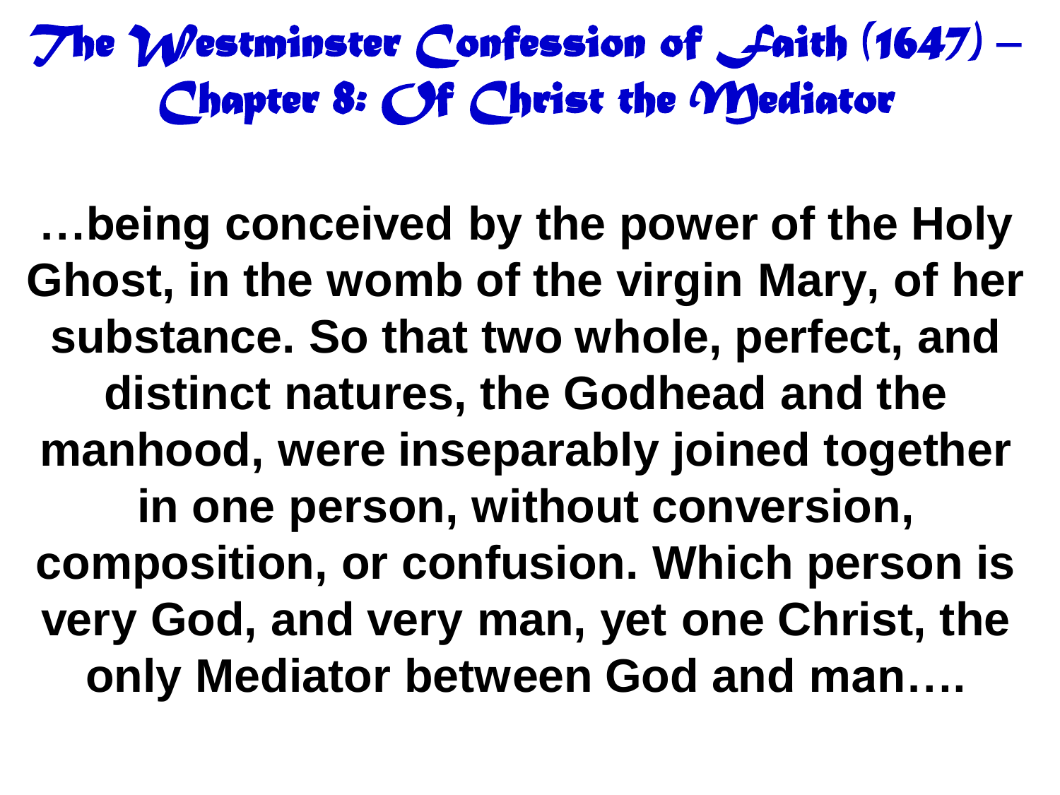# The Westminster Confession of Faith (1647) – Chapter 8: Of Christ the Mediator

**…being conceived by the power of the Holy Ghost, in the womb of the virgin Mary, of her substance. So that two whole, perfect, and distinct natures, the Godhead and the manhood, were inseparably joined together in one person, without conversion, composition, or confusion. Which person is very God, and very man, yet one Christ, the only Mediator between God and man….**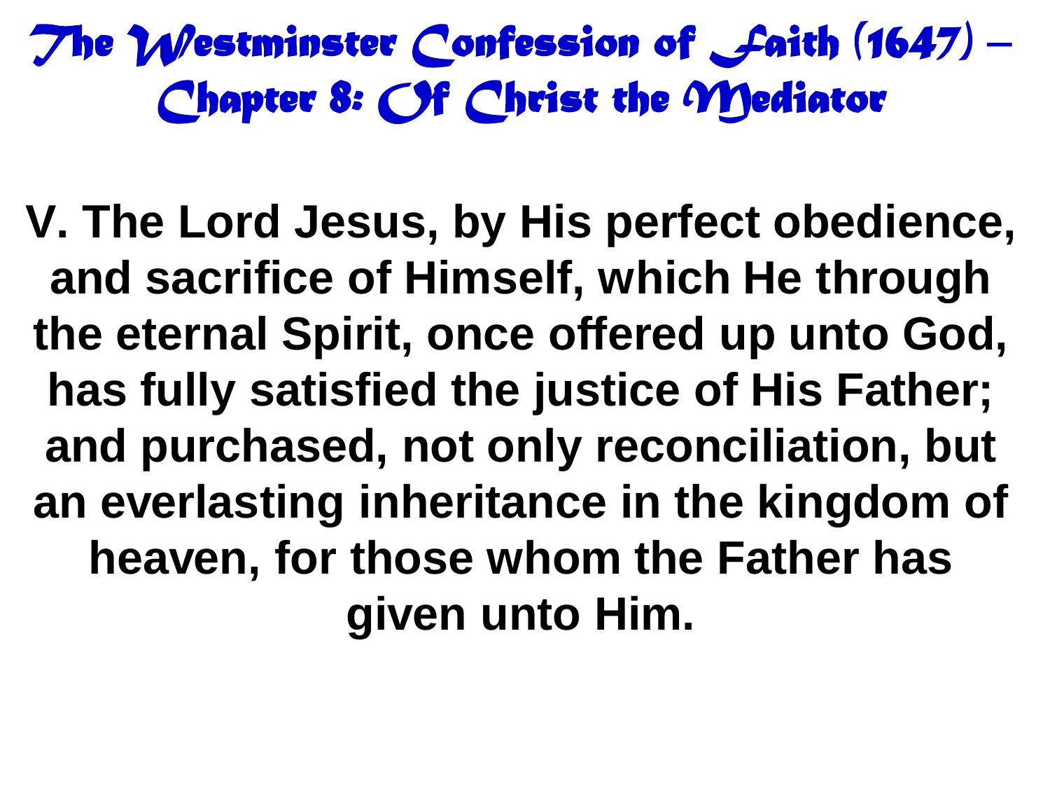# The Westminster Confession of Faith (1647) – Chapter 8: Of Christ the Mediator

**V. The Lord Jesus, by His perfect obedience, and sacrifice of Himself, which He through the eternal Spirit, once offered up unto God, has fully satisfied the justice of His Father; and purchased, not only reconciliation, but an everlasting inheritance in the kingdom of heaven, for those whom the Father has given unto Him.**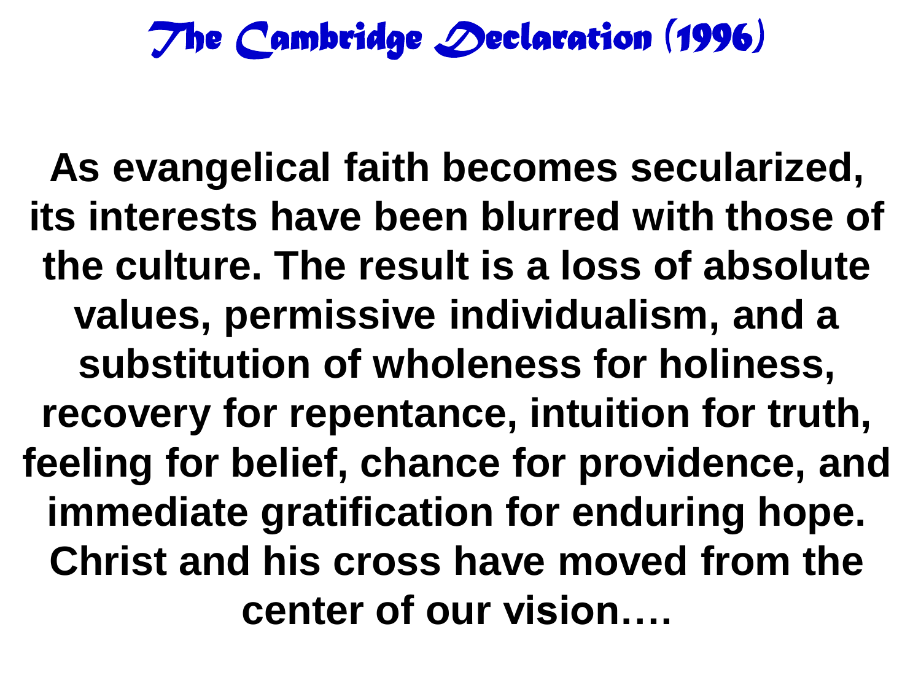# *The Cambridge Declaration (1996)*

**As evangelical faith becomes secularized, its interests have been blurred with those of the culture. The result is a loss of absolute values, permissive individualism, and a substitution of wholeness for holiness, recovery for repentance, intuition for truth, feeling for belief, chance for providence, and immediate gratification for enduring hope. Christ and his cross have moved from the center of our vision….**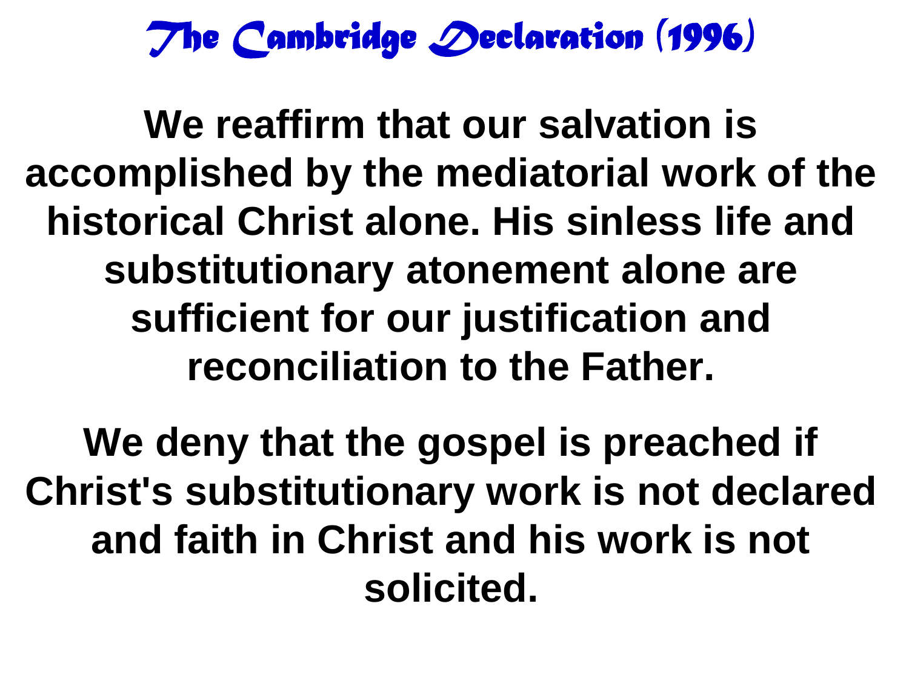# *The Cambridge Declaration (1996)*

**We reaffirm that our salvation is accomplished by the mediatorial work of the historical Christ alone. His sinless life and substitutionary atonement alone are sufficient for our justification and reconciliation to the Father.**

**We deny that the gospel is preached if Christ's substitutionary work is not declared and faith in Christ and his work is not solicited.**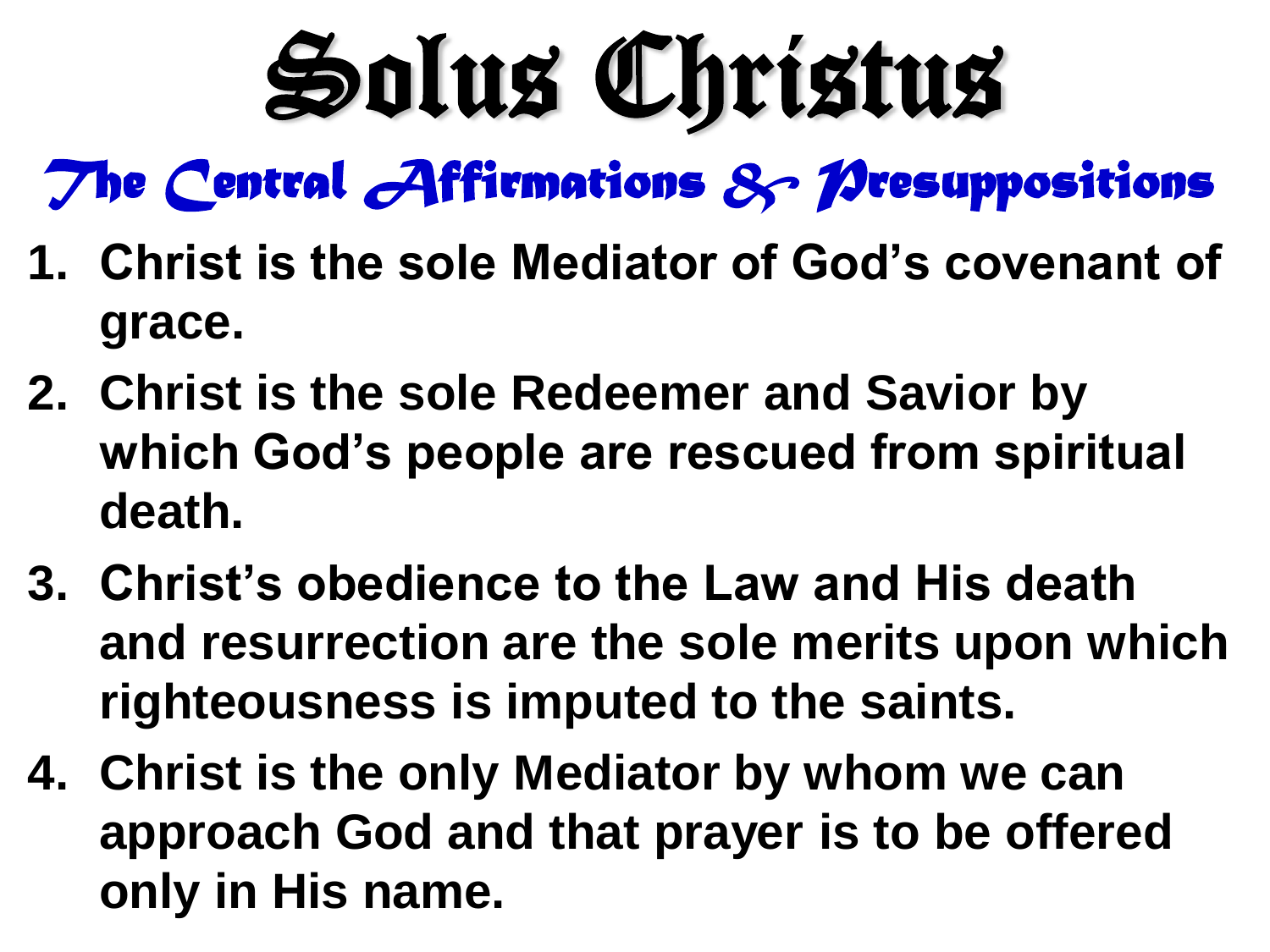# Solus Christus

## The Central Affirmations & Presuppositions

1. **Christ is the sole Mediator of God's covenant of grace.**
2. **Christ is the sole Redeemer and Savior by which God's people are rescued from spiritual death.**
3. **Christ's obedience to the Law and His death and resurrection are the sole merits upon which righteousness is imputed to the saints.**
4. **Christ is the only Mediator by whom we can approach God and that prayer is to be offered only in His name.**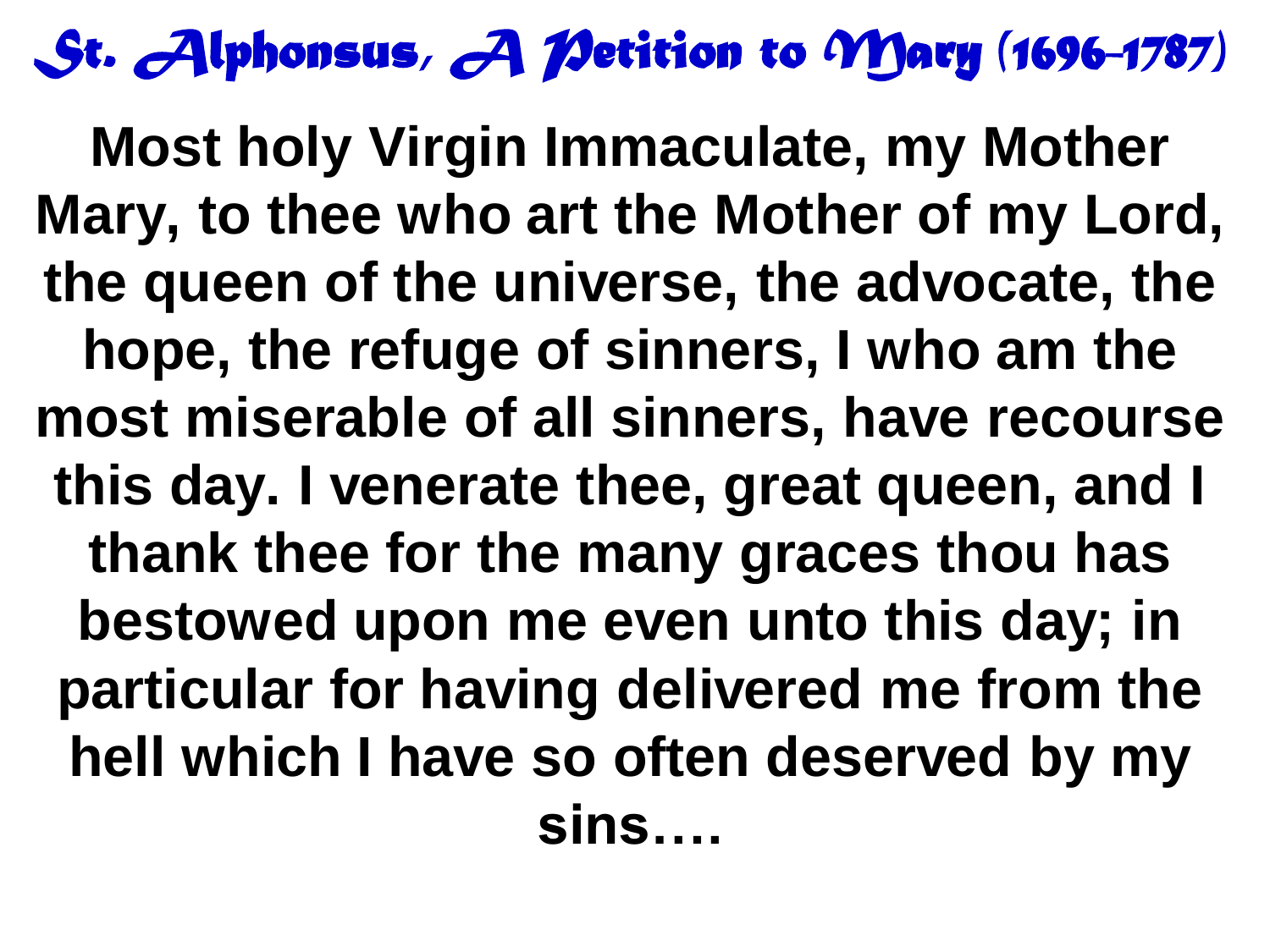# *St. Alphonsus, A Petition to Mary (1696–1787)*

**Most holy Virgin Immaculate, my Mother Mary, to thee who art the Mother of my Lord, the queen of the universe, the advocate, the hope, the refuge of sinners, I who am the most miserable of all sinners, have recourse this day. I venerate thee, great queen, and I thank thee for the many graces thou has bestowed upon me even unto this day; in particular for having delivered me from the hell which I have so often deserved by my sins….**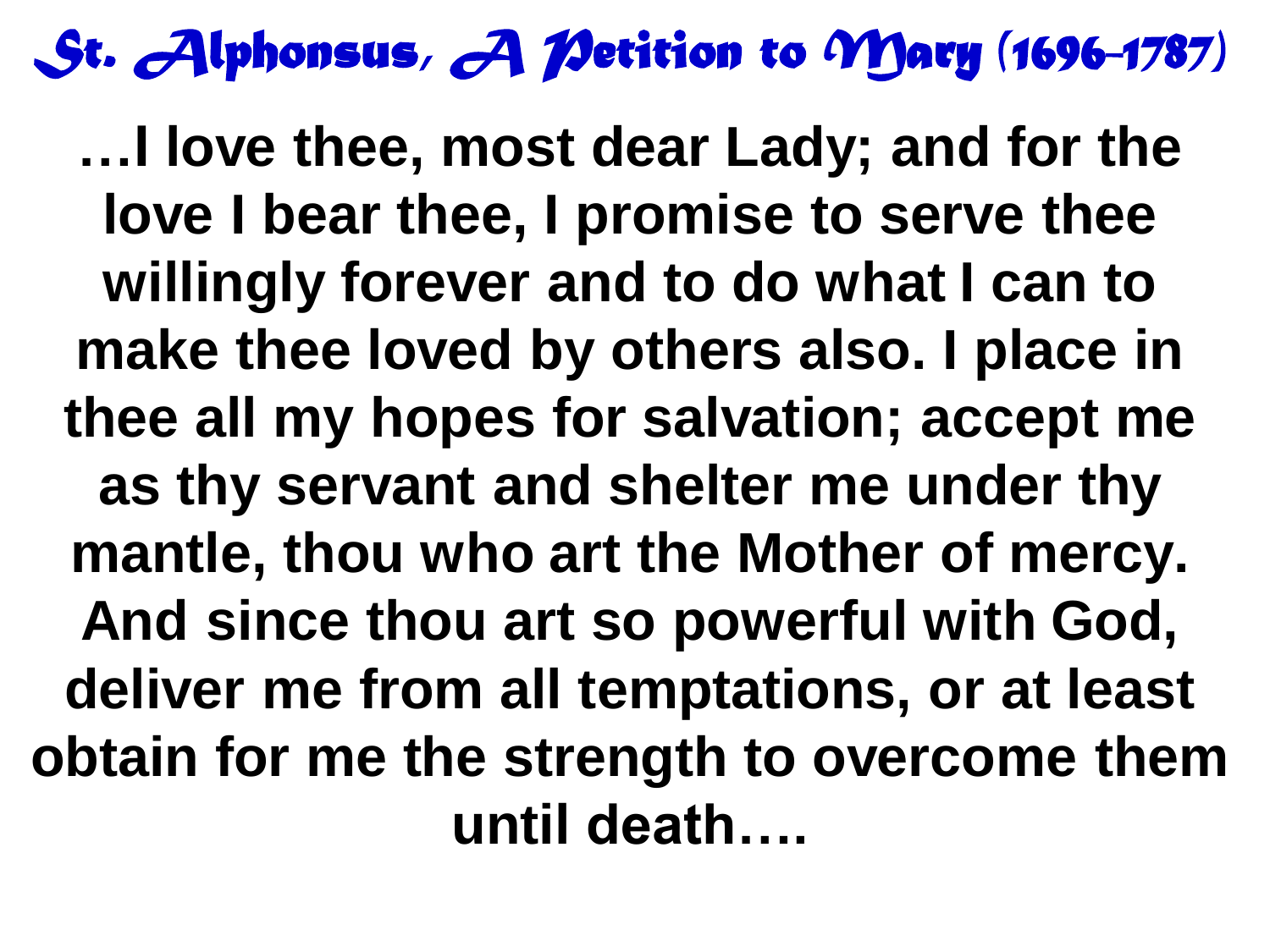# *St. Alphonsus, A Petition to Mary (1696–1787)*

**…I love thee, most dear Lady; and for the love I bear thee, I promise to serve thee willingly forever and to do what I can to make thee loved by others also. I place in thee all my hopes for salvation; accept me as thy servant and shelter me under thy mantle, thou who art the Mother of mercy. And since thou art so powerful with God, deliver me from all temptations, or at least obtain for me the strength to overcome them until death….**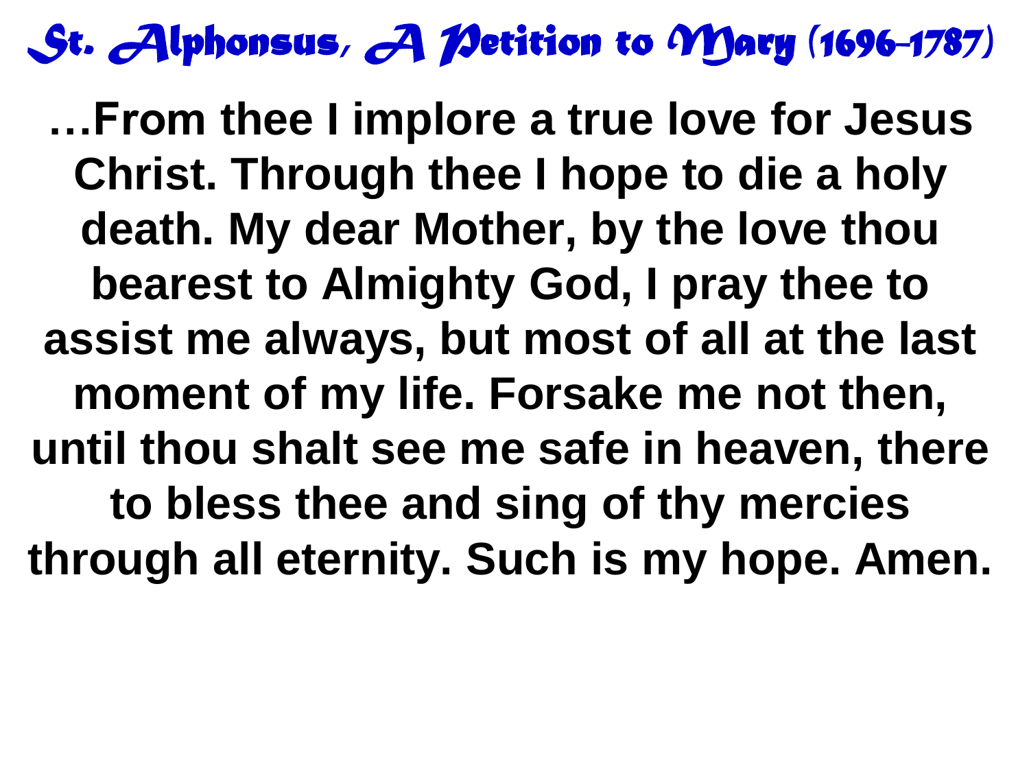# *St. Alphonsus, A Petition to Mary (1696-1787)*

**…From thee I implore a true love for Jesus Christ. Through thee I hope to die a holy death. My dear Mother, by the love thou bearest to Almighty God, I pray thee to assist me always, but most of all at the last moment of my life. Forsake me not then, until thou shalt see me safe in heaven, there to bless thee and sing of thy mercies through all eternity. Such is my hope. Amen.**